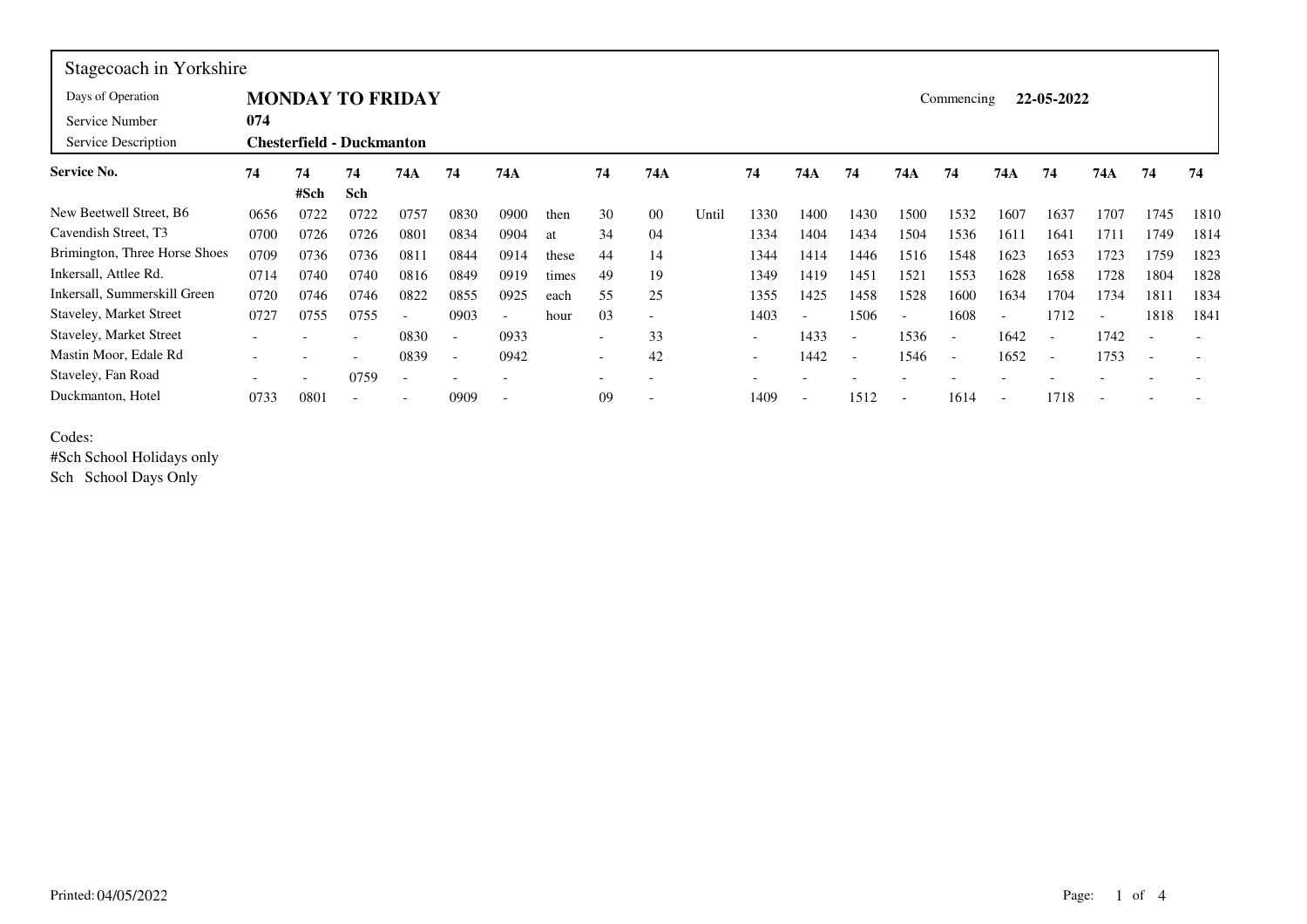Stagecoach in Yorkshire

| | | | |
|---|---|---|---|
| Days of Operation | **MONDAY TO FRIDAY** | Commencing | **22-05-2022** |
| Service Number | **074** | | |
| Service Description | **Chesterfield - Duckmanton** | | |

| **Service No.** | **74** | **74** | **74** | **74A** | **74** | **74A** | | **74** | **74A** | | **74** | **74A** | **74** | **74A** | **74** | **74A** | **74** | **74A** | **74** | **74** |
|---|---|---|---|---|---|---|---|---|---|---|---|---|---|---|---|---|---|---|---|---|
| | | **#Sch** | **Sch** | | | | | | | | | | | | | | | | | |
| New Beetwell Street, B6 | 0656 | 0722 | 0722 | 0757 | 0830 | 0900 | then | 30 | 00 | Until | 1330 | 1400 | 1430 | 1500 | 1532 | 1607 | 1637 | 1707 | 1745 | 1810 |
| Cavendish Street, T3 | 0700 | 0726 | 0726 | 0801 | 0834 | 0904 | at | 34 | 04 | | 1334 | 1404 | 1434 | 1504 | 1536 | 1611 | 1641 | 1711 | 1749 | 1814 |
| Brimington, Three Horse Shoes | 0709 | 0736 | 0736 | 0811 | 0844 | 0914 | these | 44 | 14 | | 1344 | 1414 | 1446 | 1516 | 1548 | 1623 | 1653 | 1723 | 1759 | 1823 |
| Inkersall, Attlee Rd. | 0714 | 0740 | 0740 | 0816 | 0849 | 0919 | times | 49 | 19 | | 1349 | 1419 | 1451 | 1521 | 1553 | 1628 | 1658 | 1728 | 1804 | 1828 |
| Inkersall, Summerskill Green | 0720 | 0746 | 0746 | 0822 | 0855 | 0925 | each | 55 | 25 | | 1355 | 1425 | 1458 | 1528 | 1600 | 1634 | 1704 | 1734 | 1811 | 1834 |
| Staveley, Market Street | 0727 | 0755 | 0755 | - | 0903 | - | hour | 03 | - | | 1403 | - | 1506 | - | 1608 | - | 1712 | - | 1818 | 1841 |
| Staveley, Market Street | - | - | - | 0830 | - | 0933 | | - | 33 | | - | 1433 | - | 1536 | - | 1642 | - | 1742 | - | - |
| Mastin Moor, Edale Rd | - | - | - | 0839 | - | 0942 | | - | 42 | | - | 1442 | - | 1546 | - | 1652 | - | 1753 | - | - |
| Staveley, Fan Road | - | - | 0759 | - | - | - | | - | - | | - | - | - | - | - | - | - | - | - | - |
| Duckmanton, Hotel | 0733 | 0801 | - | - | 0909 | - | | 09 | - | | 1409 | - | 1512 | - | 1614 | - | 1718 | - | - | - |

Codes:
#Sch School Holidays only
Sch School Days Only

Printed: 04/05/2022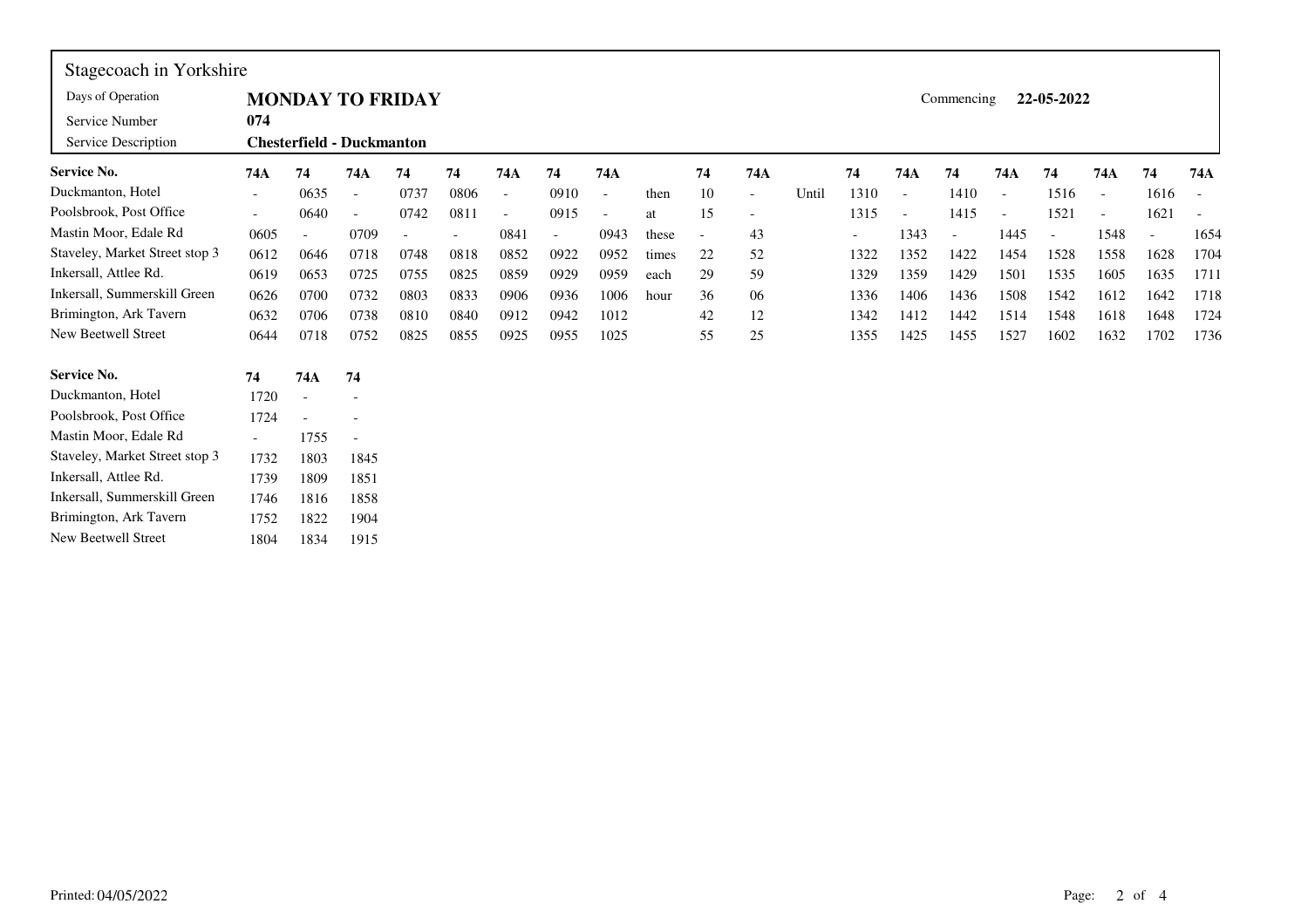Stagecoach in Yorkshire

| | | | |
|---|---|---|---|
| Days of Operation | **MONDAY TO FRIDAY** | Commencing | **22-05-2022** |
| Service Number | **074** | | |
| Service Description | **Chesterfield - Duckmanton** | | |

| **Service No.** | **74A** | **74** | **74A** | **74** | **74** | **74A** | **74** | **74A** | | **74** | **74A** | | **74** | **74A** | **74** | **74A** | **74** | **74A** | **74** | **74A** |
|---|---|---|---|---|---|---|---|---|---|---|---|---|---|---|---|---|---|---|---|---|
| Duckmanton, Hotel | - | 0635 | - | 0737 | 0806 | - | 0910 | - | then | 10 | - | Until | 1310 | - | 1410 | - | 1516 | - | 1616 | - |
| Poolsbrook, Post Office | - | 0640 | - | 0742 | 0811 | - | 0915 | - | at | 15 | - | | 1315 | - | 1415 | - | 1521 | - | 1621 | - |
| Mastin Moor, Edale Rd | 0605 | - | 0709 | - | - | 0841 | - | 0943 | these | - | 43 | | - | 1343 | - | 1445 | - | 1548 | - | 1654 |
| Staveley, Market Street stop 3 | 0612 | 0646 | 0718 | 0748 | 0818 | 0852 | 0922 | 0952 | times | 22 | 52 | | 1322 | 1352 | 1422 | 1454 | 1528 | 1558 | 1628 | 1704 |
| Inkersall, Attlee Rd. | 0619 | 0653 | 0725 | 0755 | 0825 | 0859 | 0929 | 0959 | each | 29 | 59 | | 1329 | 1359 | 1429 | 1501 | 1535 | 1605 | 1635 | 1711 |
| Inkersall, Summerskill Green | 0626 | 0700 | 0732 | 0803 | 0833 | 0906 | 0936 | 1006 | hour | 36 | 06 | | 1336 | 1406 | 1436 | 1508 | 1542 | 1612 | 1642 | 1718 |
| Brimington, Ark Tavern | 0632 | 0706 | 0738 | 0810 | 0840 | 0912 | 0942 | 1012 | | 42 | 12 | | 1342 | 1412 | 1442 | 1514 | 1548 | 1618 | 1648 | 1724 |
| New Beetwell Street | 0644 | 0718 | 0752 | 0825 | 0855 | 0925 | 0955 | 1025 | | 55 | 25 | | 1355 | 1425 | 1455 | 1527 | 1602 | 1632 | 1702 | 1736 |

| **Service No.** | **74** | **74A** | **74** |
|---|---|---|---|
| Duckmanton, Hotel | 1720 | - | - |
| Poolsbrook, Post Office | 1724 | - | - |
| Mastin Moor, Edale Rd | - | 1755 | - |
| Staveley, Market Street stop 3 | 1732 | 1803 | 1845 |
| Inkersall, Attlee Rd. | 1739 | 1809 | 1851 |
| Inkersall, Summerskill Green | 1746 | 1816 | 1858 |
| Brimington, Ark Tavern | 1752 | 1822 | 1904 |
| New Beetwell Street | 1804 | 1834 | 1915 |

Printed: 04/05/2022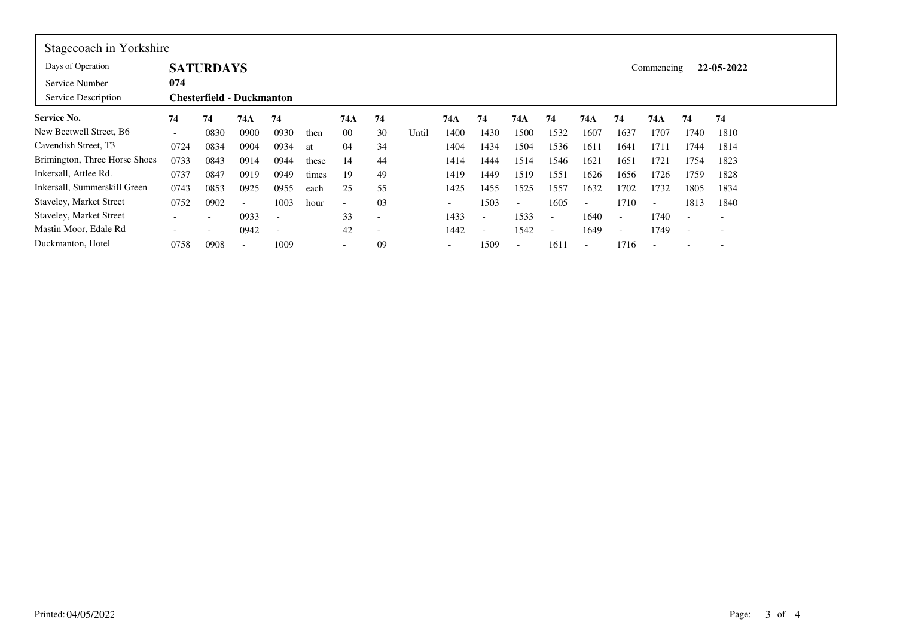Stagecoach in Yorkshire

| | | | |
|---|---|---|---|
| Days of Operation | **SATURDAYS** | Commencing | **22-05-2022** |
| Service Number | **074** | | |
| Service Description | **Chesterfield - Duckmanton** | | |

| **Service No.** | **74** | **74** | **74A** | **74** | | **74A** | **74** | | **74A** | **74** | **74A** | **74** | **74A** | **74** | **74A** | **74** | **74** |
|---|---|---|---|---|---|---|---|---|---|---|---|---|---|---|---|---|---|
| New Beetwell Street, B6 | - | 0830 | 0900 | 0930 | then | 00 | 30 | Until | 1400 | 1430 | 1500 | 1532 | 1607 | 1637 | 1707 | 1740 | 1810 |
| Cavendish Street, T3 | 0724 | 0834 | 0904 | 0934 | at | 04 | 34 | | 1404 | 1434 | 1504 | 1536 | 1611 | 1641 | 1711 | 1744 | 1814 |
| Brimington, Three Horse Shoes | 0733 | 0843 | 0914 | 0944 | these | 14 | 44 | | 1414 | 1444 | 1514 | 1546 | 1621 | 1651 | 1721 | 1754 | 1823 |
| Inkersall, Attlee Rd. | 0737 | 0847 | 0919 | 0949 | times | 19 | 49 | | 1419 | 1449 | 1519 | 1551 | 1626 | 1656 | 1726 | 1759 | 1828 |
| Inkersall, Summerskill Green | 0743 | 0853 | 0925 | 0955 | each | 25 | 55 | | 1425 | 1455 | 1525 | 1557 | 1632 | 1702 | 1732 | 1805 | 1834 |
| Staveley, Market Street | 0752 | 0902 | - | 1003 | hour | - | 03 | | - | 1503 | - | 1605 | - | 1710 | - | 1813 | 1840 |
| Staveley, Market Street | - | - | 0933 | - | | 33 | - | | 1433 | - | 1533 | - | 1640 | - | 1740 | - | - |
| Mastin Moor, Edale Rd | - | - | 0942 | - | | 42 | - | | 1442 | - | 1542 | - | 1649 | - | 1749 | - | - |
| Duckmanton, Hotel | 0758 | 0908 | - | 1009 | | - | 09 | | - | 1509 | - | 1611 | - | 1716 | - | - | - |

Printed: 04/05/2022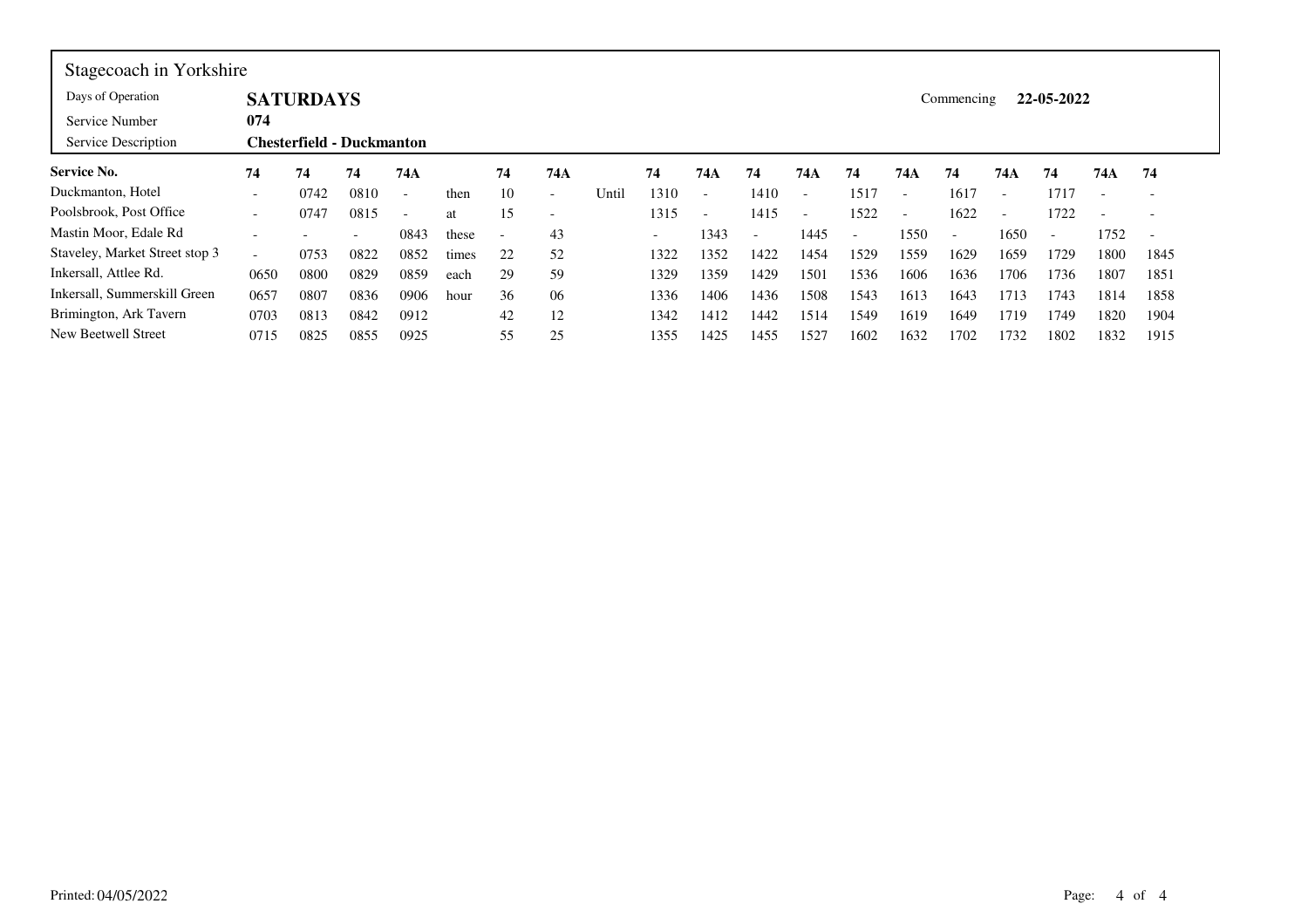## Stagecoach in Yorkshire

| | | | |
|---|---|---|---|
| Days of Operation | **SATURDAYS** | Commencing | **22-05-2022** |
| Service Number | **074** | | |
| Service Description | **Chesterfield - Duckmanton** | | |

| **Service No.** | **74** | **74** | **74** | **74A** | | **74** | **74A** | | **74** | **74A** | **74** | **74A** | **74** | **74A** | **74** | **74A** | **74** | **74A** | **74** |
|---|---|---|---|---|---|---|---|---|---|---|---|---|---|---|---|---|---|---|---|
| Duckmanton, Hotel | - | 0742 | 0810 | - | then | 10 | - | Until | 1310 | - | 1410 | - | 1517 | - | 1617 | - | 1717 | - | - |
| Poolsbrook, Post Office | - | 0747 | 0815 | - | at | 15 | - | | 1315 | - | 1415 | - | 1522 | - | 1622 | - | 1722 | - | - |
| Mastin Moor, Edale Rd | - | - | - | 0843 | these | - | 43 | | - | 1343 | - | 1445 | - | 1550 | - | 1650 | - | 1752 | - |
| Staveley, Market Street stop 3 | - | 0753 | 0822 | 0852 | times | 22 | 52 | | 1322 | 1352 | 1422 | 1454 | 1529 | 1559 | 1629 | 1659 | 1729 | 1800 | 1845 |
| Inkersall, Attlee Rd. | 0650 | 0800 | 0829 | 0859 | each | 29 | 59 | | 1329 | 1359 | 1429 | 1501 | 1536 | 1606 | 1636 | 1706 | 1736 | 1807 | 1851 |
| Inkersall, Summerskill Green | 0657 | 0807 | 0836 | 0906 | hour | 36 | 06 | | 1336 | 1406 | 1436 | 1508 | 1543 | 1613 | 1643 | 1713 | 1743 | 1814 | 1858 |
| Brimington, Ark Tavern | 0703 | 0813 | 0842 | 0912 | | 42 | 12 | | 1342 | 1412 | 1442 | 1514 | 1549 | 1619 | 1649 | 1719 | 1749 | 1820 | 1904 |
| New Beetwell Street | 0715 | 0825 | 0855 | 0925 | | 55 | 25 | | 1355 | 1425 | 1455 | 1527 | 1602 | 1632 | 1702 | 1732 | 1802 | 1832 | 1915 |

Printed: 04/05/2022